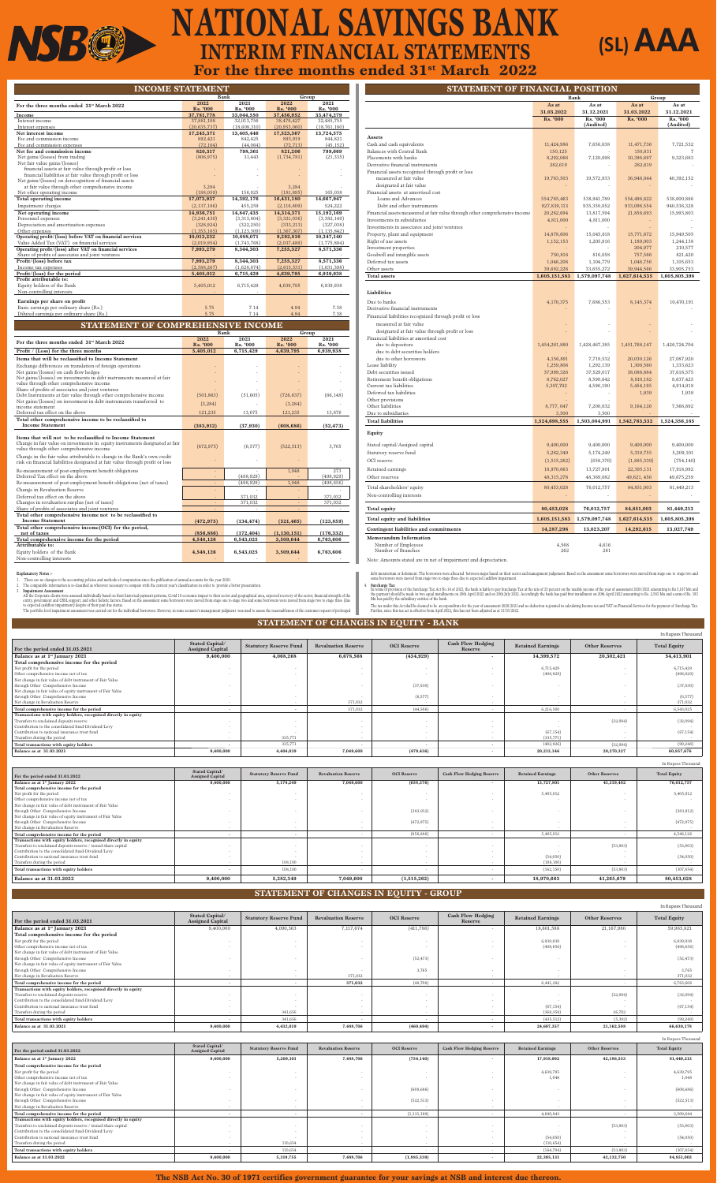# NATIONAL SAVINGS BANK

**(SL) AAA**

## INTERIM FINANCIAL STATEMENTS

### For the three months ended 31st March 2022

## INCOME STATEMENT

| For the three months ended 31st March 2022 | Bank 2022 Rs. '000 | Bank 2021 Rs. '000 | Group 2022 Rs. '000 | Group 2021 Rs. '000 |
|---|---|---|---|---|
| **Income** | **37,781,778** | **33,044,550** | **37,456,952** | **33,474,279** |
| Interest income | 37,881,108 | 32,013,756 | 38,476,427 | 32,485,753 |
| Interest expenses | (20,635,737) | (18,608,310) | (20,953,060) | (18,761,180) |
| **Net interest income** | **17,245,371** | **13,405,446** | **17,523,367** | **13,724,573** |
| Fee and commission income | 892,421 | 842,425 | 893,919 | 844,821 |
| Fee and commission expenses | (72,104) | (44,064) | (72,713) | (45,152) |
| **Net fee and commission income** | **820,317** | **798,361** | **821,206** | **799,669** |
| Net gains/(losses) from trading | (806,075) | 31,443 | (1,734,781) | (21,335) |
| Net fair value gains/(losses) | | | | |
| financial assets at fair value through profit or loss | - | - | - | - |
| financial liabilities at fair value through profit or loss | - | - | - | - |
| Net gains/(losses) on derecognition of financial assets | | | | |
| at fair value through other comprehensive income | 3,284 | - | 3,284 | - |
| Net other operating income | (188,059) | 156,925 | (181,895) | 165,038 |
| **Total operating income** | **17,073,937** | **14,392,176** | **16,431,180** | **14,667,947** |
| Impairment charges | (2,137,186) | 455,259 | (2,116,809) | 524,222 |
| **Net operating income** | **14,936,751** | **14,847,435** | **14,314,371** | **15,192,169** |
| Personnel expenses | (3,244,430) | (3,313,804) | (3,322,036) | (3,382,140) |
| Depreciation and amortization expenses | (328,924) | (322,250) | (333,213) | (327,058) |
| Other expenses | (1,353,165) | (1,123,309) | (1,367,307) | (1,135,842) |
| **Operating profit/(loss) before VAT on financial services** | **10,013,232** | **10,088,071** | **9,292,816** | **10,347,140** |
| Value Added Tax (VAT) on financial services | (2,019,954) | (1,743,768) | (2,037,489) | (1,775,804) |
| **Operating profit/(loss) after VAT on financial services** | **7,993,279** | **8,344,303** | **7,255,327** | **8,571,336** |
| Share of profits of associates and joint ventures | - | - | - | - |
| **Profit/(loss) before tax** | **7,993,279** | **8,344,303** | **7,255,327** | **8,571,336** |
| Income tax expenses | (2,588,267) | (1,628,874) | (2,615,531) | (1,631,398) |
| **Profit/(loss) for the period** | **5,405,012** | **6,715,429** | **4,639,795** | **6,939,938** |
| **Profit attributable to:** | | | | |
| Equity holders of the Bank | 5,405,012 | 6,715,429 | 4,639,795 | 6,939,938 |
| Non-controlling interests | - | - | - | - |
| **Earnings per share on profit** | | | | |
| Basic earnings per ordinary share (Rs.) | 5.75 | 7.14 | 4.94 | 7.38 |
| Diluted earnings per ordinary share (Rs.) | 5.75 | 7.14 | 4.94 | 7.38 |

## STATEMENT OF COMPREHENSIVE INCOME

| For the three months ended 31st March 2022 | Bank 2022 Rs. '000 | Bank 2021 Rs. '000 | Group 2022 Rs. '000 | Group 2021 Rs. '000 |
|---|---|---|---|---|
| **Profit / (Loss) for the three months** | **5,405,012** | **6,715,429** | **4,639,795** | **6,939,938** |
| **Items that will be reclassified to Income Statement** | | | | |
| Exchange differences on translation of foreign operations | - | - | - | - |
| Net gains/(losses) on cash flow hedges | - | - | - | - |
| Net gains/(losses) on investments in debt instruments measured at fair value through other comprehensive income | - | - | - | - |
| Share of profits of associates and joint ventures | - | - | - | - |
| Debt Instruments at fair value through other comprehensive income | (501,863) | (51,605) | (726,637) | (66,148) |
| Net gains/(losses) on investment in debt instruments transferred to income statement | (3,284) | - | (3,284) | - |
| Deferred tax effect on the above | 121,235 | 13,675 | 121,235 | 13,676 |
| **Total other comprehensive income to be reclassified to Income Statement** | **(383,912)** | **(37,930)** | **(608,686)** | **(52,473)** |
| **Items that will not be reclassified to Income Statement** | | | | |
| Change in fair value on investments in equity instruments designated at fair value through other comprehensive income | (472,975) | (6,577) | (522,513) | 3,765 |
| Change in the fair value attributable to change in the Bank's own credit risk on financial liabilities designated at fair value through profit or loss | - | - | - | - |
| Re-measurement of post-employment benefit obligations | - | - | 1,048 | 273 |
| Deferred Tax effect on the above | - | (498,929) | - | (498,929) |
| Re-measurement of post-employment benefit obligations (net of taxes) | - | (498,929) | 1,048 | (498,656) |
| Change in Revaluation Reserve | - | - | - | - |
| Deferred tax effect on the above | - | 371,032 | - | 371,032 |
| Changes in revaluation surplus (net of taxes) | - | 371,032 | - | 371,032 |
| Share of profits of associates and joint ventures | - | - | - | - |
| **Total other comprehensive income not to be reclassified to Income Statement** | **(472,975)** | **(134,474)** | **(521,465)** | **(123,859)** |
| **Total other comprehensive income(OCI) for the period, net of taxes** | **(856,886)** | **(172,404)** | **(1,130,151)** | **(176,332)** |
| **Total comprehensive income for the period** | **4,548,126** | **6,543,025** | **3,509,644** | **6,763,606** |
| **Attributable to:** | | | | |
| Equity holders of the Bank | 4,548,126 | 6,543,025 | 3,509,644 | 6,763,606 |
| Non-controlling interests | - | - | - | - |

## STATEMENT OF FINANCIAL POSITION

| | Bank As at 31.03.2022 Rs. '000 | Bank As at 31.12.2021 Rs. '000 (Audited) | Group As at 31.03.2022 Rs. '000 | Group As at 31.12.2021 Rs. '000 (Audited) |
|---|---|---|---|---|
| **Assets** | | | | |
| Cash and cash equivalents | 11,424,986 | 7,656,038 | 11,471,736 | 7,721,532 |
| Balances with Central Bank | 150,125 | - | 150,831 | 7 |
| Placements with banks | 8,292,066 | 7,120,698 | 10,396,697 | 9,323,863 |
| Derivative financial instruments | 282,619 | - | 282,619 | - |
| Financial assets recognized through profit or loss | | | | |
| measured at fair value | 19,763,503 | 19,572,933 | 36,946,944 | 40,392,152 |
| designated at fair value | - | - | - | - |
| Financial assets at amortised cost | | | | |
| Loans and Advances | 554,785,463 | 538,941,789 | 554,496,822 | 538,600,866 |
| Debt and other instruments | 927,839,113 | 935,350,052 | 933,096,554 | 940,536,328 |
| Financial assets measured at fair value through other comprehensive income | 20,282,694 | 13,617,504 | 21,858,693 | 15,993,803 |
| Investments in subsidiaries | 4,811,000 | 4,811,000 | - | - |
| Investments in associates and joint ventures | - | - | - | - |
| Property, plant and equipment | 14,676,606 | 15,045,618 | 15,771,672 | 15,949,505 |
| Right of use assets | 1,152,153 | 1,205,916 | 1,189,003 | 1,244,138 |
| Investment properties | - | - | 204,977 | 210,577 |
| Goodwill and intangible assets | 750,818 | 816,058 | 757,566 | 821,420 |
| Deferred tax assets | 1,046,208 | 1,104,779 | 1,046,756 | 1,105,653 |
| Other assets | 39,692,228 | 33,035,272 | 39,944,560 | 33,905,753 |
| **Total assets** | **1,605,151,583** | **1,579,097,748** | **1,627,614,535** | **1,605,805,398** |
| **Liabilities** | | | | |
| Due to banks | 4,170,375 | 7,686,553 | 8,145,374 | 10,470,191 |
| Derivative financial instruments | - | - | - | - |
| Financial liabilities recognized through profit or loss | | | | |
| measured at fair value | - | - | - | - |
| designated at fair value through profit or loss | - | - | - | - |
| Financial liabilities at amortised cost | | | | |
| due to depositors | 1,454,261,880 | 1,428,467,385 | 1,451,768,147 | 1,426,724,704 |
| due to debt securities holders | - | - | - | - |
| due to other borrowers | 4,156,801 | 7,719,532 | 20,030,126 | 27,087,920 |
| Lease liability | 1,259,906 | 1,292,139 | 1,300,560 | 1,333,623 |
| Debt securities issued | 37,999,326 | 37,529,017 | 38,088,884 | 37,618,575 |
| Retirement benefit obligations | 8,762,027 | 8,590,642 | 8,810,182 | 8,637,425 |
| Current tax liabilities | 5,307,702 | 4,506,190 | 5,454,195 | 4,914,918 |
| Deferred tax liabilities | - | - | 1,939 | 1,939 |
| Other provisions | - | - | - | - |
| Other liabilities | 8,777,047 | 7,290,032 | 9,164,126 | 7,566,892 |
| Due to subsidiaries | 3,500 | 3,500 | - | - |
| **Total liabilities** | **1,524,698,555** | **1,503,084,991** | **1,542,763,532** | **1,524,356,185** |
| **Equity** | | | | |
| Stated capital/Assigned capital | 9,400,000 | 9,400,000 | 9,400,000 | 9,400,000 |
| Statutory reserve fund | 5,282,349 | 5,176,249 | 5,310,755 | 5,209,101 |
| OCI reserve | (1,515,262) | (658,376) | (1,885,339) | (754,140) |
| Retained earnings | 18,970,663 | 13,727,801 | 22,395,131 | 17,918,992 |
| Other reserves | 48,315,278 | 48,369,082 | 49,621,456 | 49,675,259 |
| Total shareholders' equity | 80,453,028 | 76,012,757 | 84,851,003 | 81,449,213 |
| Non-controlling interests | - | - | - | - |
| **Total equity** | **80,453,028** | **76,012,757** | **84,851,003** | **81,449,213** |
| **Total equity and liabilities** | **1,605,151,583** | **1,579,097,748** | **1,627,614,535** | **1,605,805,398** |
| **Contingent liabilities and commitments** | **14,287,298** | **13,023,207** | **14,292,615** | **13,027,749** |
| **Memorandum Information** | | | | |
| Number of Employees | 4,568 | 4,610 | | |
| Number of Branches | 262 | 261 | | |

Note: Amounts stated are in net of impairment and depreciation.

**Explanatory Notes :-**

1. There are no changes to the accounting policies and methods of computation since the publication of annual accounts for the year 2020.
2. The comparable information is re-classified as whenever necessary to compare with the current year's classification in order to provide a better presentation.
3. **Impairment Assessment**
All the Corporate clients were assessed individually based on their historical payment patterns, Covid 19 economic impact to their sector and geographical area, expected recovery of the sector, financial strength of the entity, government and CBSL support, and other holistic factors. Based on the assessment some borrowers were moved from stage one to stage two and some borrowers were moved from stage two to stage three (due to expected cashflow impairment) despite of their past due status.
The portfolio level impairment assessment was carried out for the individual borrowers. However, in some scenario's management judgment was used to assess the reasonableness of the customer request of prolonged debt moratorium or deferment. The borrowers were allocated between stages based on their sector and management judgement. Based on the assessment some borrowers were moved from stage one to stage two and some borrowers were moved from stage two to stage three due to expected cashflow impairment.
4. **Surcharge Tax**
In terms of provision of the Surcharge Tax Act No. 14 of 2022, the bank is liable to pay Surcharge Tax at the rate of 25 percent on the taxable income of the year of assessment 2020/2021 amounting to Rs 5,167 Mn and the payment should be made in two equal installments on 20th April 2022, and on 20th July 2022. Accordingly the bank has paid first installment on 20th April 2022 amounting to Rs. 2,583 Mn and a sum of Rs. 383 Mn has paid by the subsidiary entities of the bank.
The tax under this Act shall be deemed to be an expenditure for the year of assessment 2020/2021 and no deduction is granted in calculating Income tax and VAT on Financial Services for the payment of Surcharge Tax. Further, since this tax act is effective from April 2022, this has not been adjusted as at 31/03/2022.

## STATEMENT OF CHANGES IN EQUITY - BANK

In Rupees Thousand

| For the period ended 31.03.2021 | Stated Capital/ Assigned Capital | Statutory Reserve Fund | Revaluation Reserve | OCI Reserve | Cash Flow Hedging Reserve | Retained Earnings | Other Reserves | Total Equity |
|---|---|---|---|---|---|---|---|---|
| **Balance as at 1st January 2021** | **9,400,000** | **4,068,268** | **6,678,568** | **(434,929)** | **-** | **14,399,572** | **20,302,421** | **54,413,901** |
| **Total comprehensive income for the period** | | | | | | | | |
| Net profit for the period | - | - | - | - | - | 6,715,429 | - | 6,715,429 |
| Other comprehensive income net of tax | - | - | - | - | - | (498,929) | - | (498,929) |
| Net change in fair value of debt instrument of Fair Value through Other Comprehensive Income | - | - | - | (37,930) | - | - | - | (37,930) |
| Net change in fair value of equity instrument of Fair Value through Other Comprehensive Income | - | - | - | (6,577) | - | - | - | (6,577) |
| Net change in Revaluation Reserve | - | - | 371,032 | - | - | - | - | 371,032 |
| **Total comprehensive income for the period** | **-** | **-** | **371,032** | **(44,506)** | **-** | **6,216,500** | **-** | **6,543,025** |
| **Transactions with equity holders, recognised directly in equity** | | | | | | | | |
| Transfers to unclaimed deposits reserve | - | - | - | - | - | - | (32,094) | (32,094) |
| Contribution to the consolidated fund-Dividend/Levy | - | - | - | - | - | - | - | - |
| Contribution to national insurance trust fund | - | - | - | - | - | (67,154) | - | (67,154) |
| Transfers during the period | - | 335,771 | - | - | - | (335,771) | - | - |
| **Total transactions with equity holders** | **-** | **335,771** | **-** | **-** | **-** | **(402,926)** | **(32,094)** | **(99,248)** |
| **Balance as at 31.03.2021** | **9,400,000** | **4,404,039** | **7,049,600** | **(479,436)** | **-** | **20,213,146** | **20,270,327** | **60,857,676** |

In Rupees Thousand

| For the period ended 31.03.2022 | Stated Capital/ Assigned Capital | Statutory Reserve Fund | Revaluation Reserve | OCI Reserve | Cash Flow Hedging Reserve | Retained Earnings | Other Reserves | Total Equity |
|---|---|---|---|---|---|---|---|---|
| **Balance as at 1st January 2022** | **9,400,000** | **5,176,249** | **7,049,600** | **(658,376)** | **-** | **13,727,801** | **41,319,482** | **76,012,757** |
| **Total comprehensive income for the period** | | | | | | | | |
| Net profit for the period | - | - | - | - | - | 5,405,012 | - | 5,405,012 |
| Other comprehensive income net of tax | - | - | - | - | - | - | - | - |
| Net change in fair value of debt instrument of Fair Value through Other Comprehensive Income | - | - | - | (383,912) | - | - | - | (383,912) |
| Net change in fair value of equity instrument of Fair Value through Other Comprehensive Income | - | - | - | (472,975) | - | - | - | (472,975) |
| Net change in Revaluation Reserve | - | - | - | - | - | - | - | - |
| **Total comprehensive income for the period** | **-** | **-** | **-** | **(856,886)** | **-** | **5,405,012** | **-** | **4,548,126** |
| **Transactions with equity holders, recognised directly in equity** | | | | | | | | |
| Transfers to unclaimed deposits reserve / issued share capital | - | - | - | - | - | - | (53,803) | (53,803) |
| Contribution to the consolidated fund-Dividend/Levy | - | - | - | - | - | - | - | - |
| Contribution to national insurance trust fund | - | - | - | - | - | (54,050) | - | (54,050) |
| Transfers during the period | - | 106,100 | - | - | - | (106,100) | - | - |
| **Total transactions with equity holders** | **-** | **106,100** | **-** | **-** | **-** | **(162,150)** | **(53,803)** | **(107,854)** |
| **Balance as at 31.03.2022** | **9,400,000** | **5,282,349** | **7,049,600** | **(1,515,262)** | **-** | **18,970,663** | **41,265,679** | **80,453,028** |

## STATEMENT OF CHANGES IN EQUITY - GROUP

In Rupees Thousand

| For the period ended 31.03.2021 | Stated Capital/ Assigned Capital | Statutory Reserve Fund | Revaluation Reserve | OCI Reserve | Cash Flow Hedging Reserve | Retained Earnings | Other Reserves | Total Equity |
|---|---|---|---|---|---|---|---|---|
| **Balance as at 1st January 2021** | 9,400,000 | 4,090,363 | 7,117,674 | (411,786) | - | 18,601,588 | 21,167,980 | 59,965,821 |
| **Total comprehensive income for the period** | | | | | | | | |
| Net profit for the period | - | - | - | - | - | 6,939,938 | - | 6,939,938 |
| Other comprehensive income net of tax | - | - | - | - | - | (498,656) | - | (498,656) |
| Net change in fair value of debt instrument of Fair Value through Other Comprehensive Income | - | - | - | (52,473) | - | - | - | (52,473) |
| Net change in fair value of equity instrument of Fair Value through Other Comprehensive Income | - | - | - | 3,765 | - | - | - | 3,765 |
| Net change in Revaluation Reserve | - | - | 371,032 | - | - | - | - | 371,032 |
| **Total comprehensive income for the period** | **-** | **-** | **371,032** | **(48,708)** | **-** | **6,441,282** | **-** | **6,763,606** |
| **Transactions with equity holders, recognised directly in equity** | | | | | | | | |
| Transfers to unclaimed deposits reserve | - | - | - | - | - | - | (32,094) | (32,094) |
| Contribution to the consolidated fund-Dividend/Levy | - | - | - | - | - | - | - | - |
| Contribution to national insurance trust fund | - | - | - | - | - | (67,154) | - | (67,154) |
| Transfers during the period | - | 341,656 | - | - | - | (368,358) | 26,702 | - |
| **Total transactions with equity holders** | **-** | **341,656** | **-** | **-** | **-** | **(435,512)** | **(5,392)** | **(99,248)** |
| **Balance as at 31.03.2021** | **9,400,000** | **4,432,019** | **7,488,706** | **(460,494)** | **-** | **24,607,357** | **21,162,588** | **66,630,178** |

In Rupees Thousand

| For the period ended 31.03.2022 | Stated Capital/ Assigned Capital | Statutory Reserve Fund | Revaluation Reserve | OCI Reserve | Cash Flow Hedging Reserve | Retained Earnings | Other Reserves | Total Equity |
|---|---|---|---|---|---|---|---|---|
| **Balance as at 1st January 2022** | **9,400,000** | **5,209,101** | **7,488,706** | **(754,140)** | **-** | **17,918,992** | **42,186,553** | **81,449,213** |
| **Total comprehensive income for the period** | | | | | | | | |
| Net profit for the period | - | - | - | - | - | 4,639,795 | - | 4,639,795 |
| Other comprehensive income net of tax | - | - | - | - | - | 1,048 | - | 1,048 |
| Net change in fair value of debt instrument of Fair Value through Other Comprehensive Income | - | - | - | (608,686) | - | - | - | (608,686) |
| Net change in fair value of equity instrument of Fair Value through Other Comprehensive Income | - | - | - | (522,513) | - | - | - | (522,513) |
| Net change in Revaluation Reserve | - | - | - | - | - | - | - | - |
| **Total comprehensive income for the period** | **-** | **-** | **-** | **(1,131,199)** | **-** | **4,640,843** | **-** | **3,509,644** |
| **Transactions with equity holders, recognised directly in equity** | | | | | | | | |
| Transfers to unclaimed deposits reserve / issued share capital | - | - | - | - | - | - | (53,803) | (53,803) |
| Contribution to the consolidated fund-Dividend/Levy | - | - | - | - | - | - | - | - |
| Contribution to national insurance trust fund | - | - | - | - | - | (54,050) | - | (54,050) |
| Transfers during the period | - | 110,654 | - | - | - | (110,654) | - | - |
| **Total transactions with equity holders** | **-** | **110,654** | **-** | **-** | **-** | **(164,704)** | **(53,803)** | **(107,854)** |
| **Balance as at 31.03.2022** | **9,400,000** | **5,319,755** | **7,488,706** | **(1,885,339)** | **-** | **22,395,131** | **42,132,750** | **84,851,003** |

**The NSB Act No. 30 of 1971 certifies government guarantee for your savings at NSB and interest due thereon.**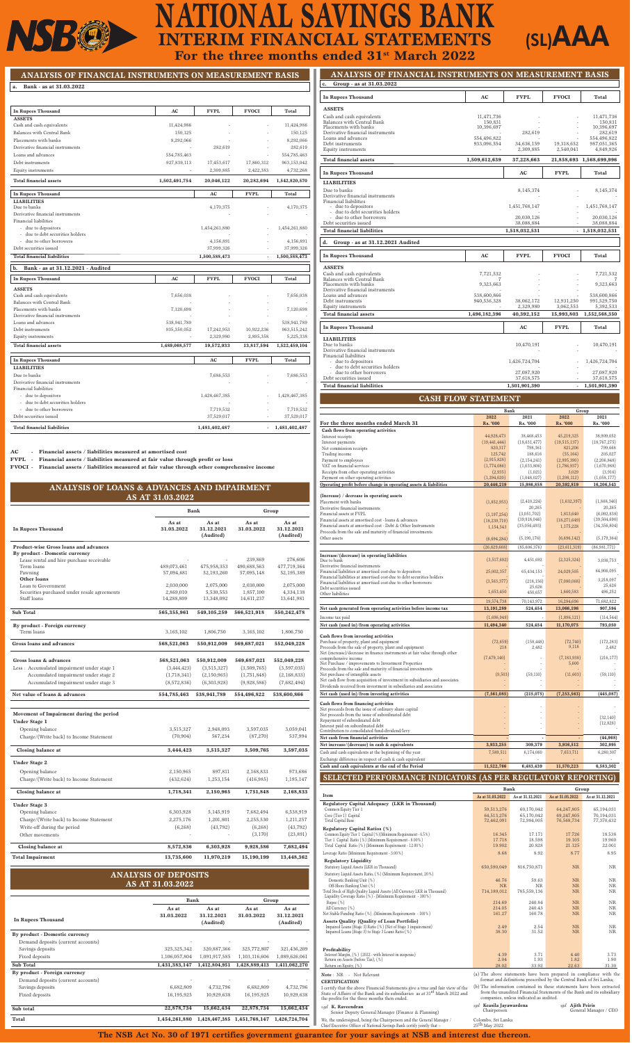# NATIONAL SAVINGS BANK

## INTERIM FINANCIAL STATEMENTS

### For the three months ended 31st March 2022

(SL)AAA

## ANALYSIS OF FINANCIAL INSTRUMENTS ON MEASUREMENT BASIS

### a. Bank - as at 31.03.2022

| In Rupees Thousand | AC | FVPL | FVOCI | Total |
|---|---|---|---|---|
| **ASSETS** | | | | |
| Cash and cash equivalents | 11,424,986 | - | - | 11,424,986 |
| Balances with Central Bank | 150,125 | - | - | 150,125 |
| Placements with banks | 8,292,066 | - | - | 8,292,066 |
| Derivative financial instruments | - | 282,619 | - | 282,619 |
| Loans and advances | 554,785,463 | - | - | 554,785,463 |
| Debt instruments | 927,839,113 | 17,453,617 | 17,860,312 | 963,153,042 |
| Equity instruments | - | 2,309,885 | 2,422,383 | 4,732,268 |
| **Total financial assets** | **1,502,491,754** | **20,046,122** | **20,282,694** | **1,542,820,570** |

| In Rupees Thousand | AC | FVPL | Total |
|---|---|---|---|
| **LIABILITIES** | | | |
| Due to banks | 4,170,375 | - | 4,170,375 |
| Derivative financial instruments | - | - | - |
| Financial liabilities | | | |
| - due to depositors | 1,454,261,880 | - | 1,454,261,880 |
| - due to debt securities holders | - | - | - |
| - due to other borrowers | 4,156,891 | - | 4,156,891 |
| Debt securities issued | 37,999,326 | - | 37,999,326 |
| **Total financial liabilities** | **1,500,588,473** | **-** | **1,500,588,473** |

### b. Bank - as at 31.12.2021 - Audited

| In Rupees Thousand | AC | FVPL | FVOCI | Total |
|---|---|---|---|---|
| **ASSETS** | | | | |
| Cash and cash equivalents | 7,656,038 | - | - | 7,656,038 |
| Balances with Central Bank | - | - | - | - |
| Placements with banks | 7,120,698 | - | - | 7,120,698 |
| Derivative financial instruments | - | - | - | - |
| Loans and advances | 538,941,789 | - | - | 538,941,789 |
| Debt instruments | 935,350,052 | 17,242,953 | 10,922,236 | 963,515,242 |
| Equity instruments | - | 2,329,980 | 2,895,358 | 5,225,338 |
| **Total financial assets** | **1,489,068,577** | **19,572,933** | **13,817,594** | **1,522,459,104** |

| In Rupees Thousand | AC | FVPL | Total |
|---|---|---|---|
| **LIABILITIES** | | | |
| Due to banks | 7,686,553 | - | 7,686,553 |
| Derivative financial instruments | - | - | - |
| Financial liabilities | | | |
| - due to depositors | 1,428,467,385 | - | 1,428,467,385 |
| - due to debt securities holders | - | - | - |
| - due to other borrowers | 7,719,532 | - | 7,719,532 |
| Debt securities issued | 37,529,017 | - | 37,529,017 |
| **Total financial liabilities** | **1,481,402,487** | **-** | **1,481,402,487** |

AC - Financial assets / liabilities measured at amortised cost
FVPL - Financial assets / liabilities measured at fair value through profit or loss
FVOCI - Financial assets / liabilities measured at fair value through other comprehensive income

## ANALYSIS OF LOANS & ADVANCES AND IMPAIRMENT AS AT 31.03.2022

| In Rupees Thousand | Bank As at 31.03.2022 | Bank As at 31.12.2021 (Audited) | Group As at 31.03.2022 | Group As at 31.12.2021 (Audited) |
|---|---|---|---|---|
| **Product-wise Gross loans and advances** | | | | |
| **By product - Domestic currency** | | | | |
| Lease rental and hire purchase receivable | - | - | 239,869 | 276,606 |
| Term loans | 489,073,461 | 475,958,353 | 490,688,563 | 477,719,364 |
| Pawning | 57,094,681 | 52,193,260 | 57,095,148 | 52,195,389 |
| **Other loans** | | | | |
| Loan to Government | 2,030,000 | 2,075,000 | 2,030,000 | 2,075,000 |
| Securities purchased under resale agreements | 2,869,010 | 5,530,553 | 1,857,100 | 4,334,138 |
| Staff loans | 14,288,809 | 13,348,092 | 14,611,237 | 13,641,981 |
| **Sub Total** | **565,355,961** | **549,105,259** | **566,521,918** | **550,242,478** |
| **By product - Foreign currency** | | | | |
| Term loans | 3,165,102 | 1,806,750 | 3,165,102 | 1,806,750 |
| **Gross loans and advances** | **568,521,063** | **550,912,009** | **569,687,021** | **552,049,228** |
| **Gross loans & advances** | **568,521,063** | **550,912,009** | **569,687,021** | **552,049,228** |
| Less : Accumulated impairment under stage 1 | (3,444,423) | (3,515,327) | (3,509,765) | (3,597,035) |
| Accumulated impairment under stage 2 | (1,718,341) | (2,150,965) | (1,751,848) | (2,168,833) |
| Accumulated impairment under stage 3 | (8,572,836) | (6,303,928) | (9,928,586) | (7,682,494) |
| **Net value of loans & advances** | **554,785,463** | **538,941,789** | **554,496,822** | **538,600,866** |
| **Movement of Impairment during the period** | | | | |
| **Under Stage 1** | | | | |
| Opening balance | 3,515,327 | 2,948,093 | 3,597,035 | 3,059,041 |
| Charge/(Write back) to Income Statement | (70,904) | 567,234 | (87,270) | 537,994 |
| **Closing balance at** | **3,444,423** | **3,515,327** | **3,509,765** | **3,597,035** |
| **Under Stage 2** | | | | |
| Opening balance | 2,150,965 | 897,811 | 2,168,833 | 973,686 |
| Charge/(Write back) to Income Statement | (432,624) | 1,253,154 | (416,985) | 1,195,147 |
| **Closing balance at** | **1,718,341** | **2,150,965** | **1,751,848** | **2,168,833** |
| **Under Stage 3** | | | | |
| Opening balance | 6,303,928 | 5,145,919 | 7,682,494 | 6,538,919 |
| Charge/(Write back) to Income Statement | 2,275,176 | 1,201,801 | 2,255,530 | 1,211,257 |
| Write-off during the period | (6,268) | (43,792) | (6,268) | (43,792) |
| Other movements | - | - | (3,170) | (23,891) |
| **Closing balance at** | **8,572,836** | **6,303,928** | **9,928,586** | **7,682,494** |
| **Total Impairment** | **13,735,600** | **11,970,219** | **15,190,199** | **13,448,362** |

## ANALYSIS OF DEPOSITS AS AT 31.03.2022

| In Rupees Thousand | Bank As at 31.03.2022 | Bank As at 31.12.2021 (Audited) | Group As at 31.03.2022 | Group As at 31.12.2021 (Audited) |
|---|---|---|---|---|
| **By product - Domestic currency** | | | | |
| Demand deposits (current accounts) | - | - | - | - |
| Savings deposits | 325,325,342 | 320,887,366 | 325,772,807 | 321,436,209 |
| Fixed deposits | 1,106,057,804 | 1,091,917,585 | 1,103,116,606 | 1,089,626,061 |
| **Sub Total** | **1,431,383,147** | **1,412,804,951** | **1,428,889,413** | **1,411,062,270** |
| **By product - Foreign currency** | | | | |
| Demand deposits (current accounts) | - | - | - | - |
| Savings deposits | 6,682,809 | 4,732,796 | 6,682,809 | 4,732,796 |
| Fixed deposits | 16,195,925 | 10,929,638 | 16,195,925 | 10,929,638 |
| **Sub total** | **22,878,734** | **15,662,434** | **22,878,734** | **15,662,434** |
| **Total** | **1,454,261,880** | **1,428,467,385** | **1,451,768,147** | **1,426,724,704** |

## ANALYSIS OF FINANCIAL INSTRUMENTS ON MEASUREMENT BASIS

### c. Group - as at 31.03.2022

| In Rupees Thousand | AC | FVPL | FVOCI | Total |
|---|---|---|---|---|
| **ASSETS** | | | | |
| Cash and cash equivalents | 11,471,736 | - | - | 11,471,736 |
| Balances with Central Bank | 150,831 | - | - | 150,831 |
| Placements with banks | 10,396,697 | - | - | 10,396,697 |
| Derivative financial instruments | - | 282,619 | - | 282,619 |
| Loans and advances | 554,496,822 | - | - | 554,496,822 |
| Debt instruments | 933,096,554 | 34,636,159 | 19,318,652 | 987,051,365 |
| Equity instruments | - | 2,309,885 | 2,540,041 | 4,849,926 |
| **Total financial assets** | **1,509,612,639** | **37,228,663** | **21,858,693** | **1,568,699,996** |

| In Rupees Thousand | AC | FVPL | Total |
|---|---|---|---|
| **LIABILITIES** | | | |
| Due to banks | 8,145,374 | - | 8,145,374 |
| Derivative financial instruments | - | - | - |
| Financial liabilities | | | |
| - due to depositors | 1,451,768,147 | - | 1,451,768,147 |
| - due to debt securities holders | - | - | - |
| - due to other borrowers | 20,030,126 | - | 20,030,126 |
| Debt securities issued | 38,088,884 | - | 38,088,884 |
| **Total financial liabilities** | **1,518,032,531** | **-** | **1,518,032,531** |

### d. Group - as at 31.12.2021 Audited

| In Rupees Thousand | AC | FVPL | FVOCI | Total |
|---|---|---|---|---|
| **ASSETS** | | | | |
| Cash and cash equivalents | 7,721,532 | - | - | 7,721,532 |
| Balances with Central Bank | 7 | - | - | 7 |
| Placements with banks | 9,323,663 | - | - | 9,323,663 |
| Derivative financial instruments | - | - | - | - |
| Loans and advances | 538,600,866 | - | - | 538,600,866 |
| Debt instruments | 940,536,328 | 38,062,172 | 12,931,250 | 991,529,750 |
| Equity instruments | - | 2,329,980 | 3,062,553 | 5,392,533 |
| **Total financial assets** | **1,496,182,396** | **40,392,152** | **15,993,803** | **1,552,568,350** |

| In Rupees Thousand | AC | FVPL | Total |
|---|---|---|---|
| **LIABILITIES** | | | |
| Due to banks | 10,470,191 | - | 10,470,191 |
| Derivative financial instruments | - | - | - |
| Financial liabilities | | | |
| - due to depositors | 1,426,724,704 | - | 1,426,724,704 |
| - due to debt securities holders | - | - | - |
| - due to other borrowers | 27,087,920 | - | 27,087,920 |
| Debt securities issued | 37,618,575 | - | 37,618,575 |
| **Total financial liabilities** | **1,501,901,390** | **-** | **1,501,901,390** |

## CASH FLOW STATEMENT

| For the three months ended March 31 | Bank 2022 Rs. '000 | Bank 2021 Rs. '000 | Group 2022 Rs. '000 | Group 2021 Rs. '000 |
|---|---|---|---|---|
| **Cash flows from operating activities** | | | | |
| Interest receipts | 44,928,473 | 38,468,453 | 45,219,325 | 38,909,052 |
| Interest payments | (19,441,444) | (18,631,477) | (19,515,137) | (18,767,275) |
| Net commission receipts | 820,517 | 798,361 | 821,206 | 799,668 |
| Trading income | 125,742 | 188,616 | (55,164) | 205,027 |
| Payment to employees | (2,915,828) | (2,154,241) | (2,995,390) | (2,206,848) |
| VAT on financial services | (1,774,086) | (1,633,806) | (1,786,937) | (1,670,998) |
| Receipts from other operating activities | (2,935) | (1,021) | 3,029 | (3,916) |
| Payment on other operating activities | (1,294,020) | (1,048,027) | (1,298,112) | (1,058,177) |
| **Operating profit before change in operating assets & liabilities** | **20,446,219** | **15,986,858** | **20,392,819** | **16,206,545** |
| **(Increase) / decrease in operating assets** | | | | |
| Placement with banks | (1,852,953) | (2,410,224) | (1,632,197) | (1,868,340) |
| Derivative financial instruments | - | 20,265 | - | 20,265 |
| Financial assets at FVPL | (2,197,254) | (3,051,702) | 1,813,640 | (6,092,838) |
| Financial assets at amortised cost - loans & advances | (18,239,719) | (39,918,046) | (18,271,640) | (39,504,690) |
| Financial assets at amortised cost - Debt & Other Instruments | 1,154,543 | (35,056,403) | 1,175,228 | (34,356,904) |
| Proceeds from the sale and maturity of financial investments | - | - | - | - |
| Other assets | (6,694,284) | (5,190,176) | (6,696,142) | (5,179,364) |
| | (26,829,668) | (85,606,376) | (23,611,319) | (86,981,771) |
| **Increase/(decrease) in operating liabilities** | | | | |
| Due to bank | (3,517,692) | 4,451,692 | (2,325,324) | 3,036,753 |
| Derivative financial instruments | - | - | - | - |
| Financial liabilities at amortised cost-due to depositors | 25,002,357 | 65,434,153 | 24,029,505 | 64,906,095 |
| Financial liabilities at amortised cost-due to debt securities holders | - | - | - | - |
| Financial liabilities at amortised cost-due to other borrowers | (3,563,377) | (218,156) | (7,080,068) | 3,218,097 |
| Debt securities issued | - | 25,626 | - | 25,626 |
| Other liabilities | 1,653,450 | 450,657 | 1,660,583 | 496,252 |
| | 19,574,738 | 70,143,972 | 16,284,696 | 71,682,822 |
| **Net cash generated from operating activities before income tax** | **13,191,289** | **524,454** | **13,066,196** | **907,596** |
| Income tax paid | (1,696,949) | - | (1,896,121) | (114,544) |
| **Net cash (used in)/from operating activities** | **11,494,340** | **524,454** | **11,170,075** | **793,050** |
| **Cash flows from investing activities** | | | | |
| Purchase of property, plant and equipment | (72,659) | (158,448) | (72,740) | (172,283) |
| Proceeds from the sale of property, plant and equipment | 218 | 2,482 | 9,118 | 2,482 |
| Net (increase)/decrease in finance instruments at fair value through other comprehensive income | (7,479,140) | - | (7,183,938) | (216,177) |
| Net Purchase / improvements to Investment Properties | - | - | 5,600 | - |
| Proceeds from the sale and maturity of financial investments | - | - | - | - |
| Net purchase of intangible assets | (9,503) | (59,110) | (11,603) | (59,110) |
| Net cash flow from acquisition of investment in subsidiaries and associates | - | - | - | - |
| Dividends received from investment in subsidiaries and associates | - | - | - | - |
| **Net cash (used in)/from investing activities** | **(7,561,085)** | **(215,075)** | **(7,253,563)** | **(445,087)** |
| **Cash flows from financing activities** | | | | |
| Net proceeds from the issue of ordinary share capital | - | - | - | - |
| Net proceeds from the issue of subordinated debt | - | - | - | - |
| Repayment of subordinated debt | - | - | - | (32,140) |
| Interest paid on subordinated debt | - | - | - | (12,828) |
| Contribution to consolidated fund-dividend/levy | - | - | - | - |
| **Net cash from financial activities** | **-** | **-** | **-** | **(44,968)** |
| **Net increase/(decrease) in cash & equivalents** | **3,933,255** | **309,379** | **3,916,512** | **302,995** |
| Cash and cash equivalents at the beginning of the year | 7,589,511 | 6,174,060 | 7,653,711 | 6,280,307 |
| Exchange difference in respect of cash & cash equivalent | - | - | - | - |
| **Cash and cash equivalents at the end of the Period** | **11,522,766** | **6,483,439** | **11,570,223** | **6,583,302** |

## SELECTED PERFORMANCE INDICATORS (AS PER REGULATORY REPORTING)

| Item | Bank As at 31.03.2022 | Bank As at 31.12.2021 | Group As at 31.03.2022 | Group As at 31.12.2021 |
|---|---|---|---|---|
| **Regulatory Capital Adequacy (LKR in Thousand)** | | | | |
| Common Equity Tier 1 | 59,513,276 | 60,170,042 | 64,247,805 | 65,194,031 |
| Core (Tier 1) Capital | 64,513,276 | 65,170,042 | 69,247,805 | 70,194,031 |
| Total Capital Base | 72,462,091 | 72,984,005 | 76,568,734 | 77,570,432 |
| **Regulatory Capital Ratios (%)** | | | | |
| Common Equity Tier 1 Capital (%)(Minimum Requirement - 6.5%) | 16.345 | 17.171 | 17.726 | 18.538 |
| Tier 1 Capital Ratio (%) (Minimum Requirement - 8.00%) | 17.718 | 18.598 | 19.105 | 19.960 |
| Total Capital Ratio (%) (Minimum Requirement - 12.00%) | 19.902 | 20.828 | 21.125 | 22.001 |
| Leverage Ratio (Minimum Requirement - 3.00%) | 8.68 | 8.92 | 8.77 | 8.95 |
| **Regulatory Liquidity** | | | | |
| Statutory Liquid Assets (LKR in Thousand) | 650,590,049 | 816,750,871 | NR | NR |
| Statutory Liquid Assets Ratio, (%) (Minimum Requirement, 20%) | | | | |
| Domestic Banking Unit (%) | 46.76 | 59.63 | NR | NR |
| Off-Shore Banking Unit (%) | NR | NR | NR | NR |
| Total Stock of High Quality Liquid Assets (All Currency LKR in Thousand) | 714,189,012 | 785,559,136 | NR | NR |
| Liquidity Coverage Ratio (%) - (Minimum Requirement - 100%) | | | | |
| Rupee (%) | 214.69 | 240.84 | NR | NR |
| All Currency (%) | 214.05 | 240.43 | NR | NR |
| Net Stable Funding Ratio (%) -(Minimum Requirements - 100%) | 161.27 | 160.78 | NR | NR |
| **Assets Quality (Quality of Loan Portfolio)** | | | | |
| Impaired Loans (Stage 3) Ratio (%) (Net of Stage 3 impairment) | 2.49 | 2.54 | NR | NR |
| Impaired Loans (Stage 3) to Stage 3 Loans Ratio (%) | 38.30 | 31.52 | NR | NR |
| **Profitability** | | | | |
| Interest Margin, (%) (2022 - with Interest in suspense) | 4.39 | 3.71 | 4.40 | 3.73 |
| Return on Assets (before Tax), (%) | 2.94 | 1.93 | 1.82 | 1.90 |
| Return on Equity, (%) | 28.02 | 33.92 | 22.63 | 31.30 |

**Note** : NR - Not Relevant

(a) The above statements have been prepared in compliance with the format and definitions prescribed by the Central Bank of Sri Lanka.

(b) The information contained in these statements have been extracted from the unaudited Financial Statements of the Bank and its subsidiary companies, unless indicated as audited.

**CERTIFICATION**

I certify that the above Financial Statements give a true and fair view of the State of Affairs of the Bank as at 31st March 2022 and the profits for the three months then ended.

sgd **K. Raveendran**
Senior Deputy General Manager (Finance & Planning)

We, the undersigned, being the Chairperson and the General Manager / Chief Executive Officer of National Savings Bank certify jointly that :-

sgd **Keasila Jayawardena**
Chairperson

sgd **Ajith Peiris**
General Manager / CEO

Colombo, Sri Lanka
25th May 2022

**The NSB Act No. 30 of 1971 certifies government guarantee for your savings at NSB and interest due thereon.**